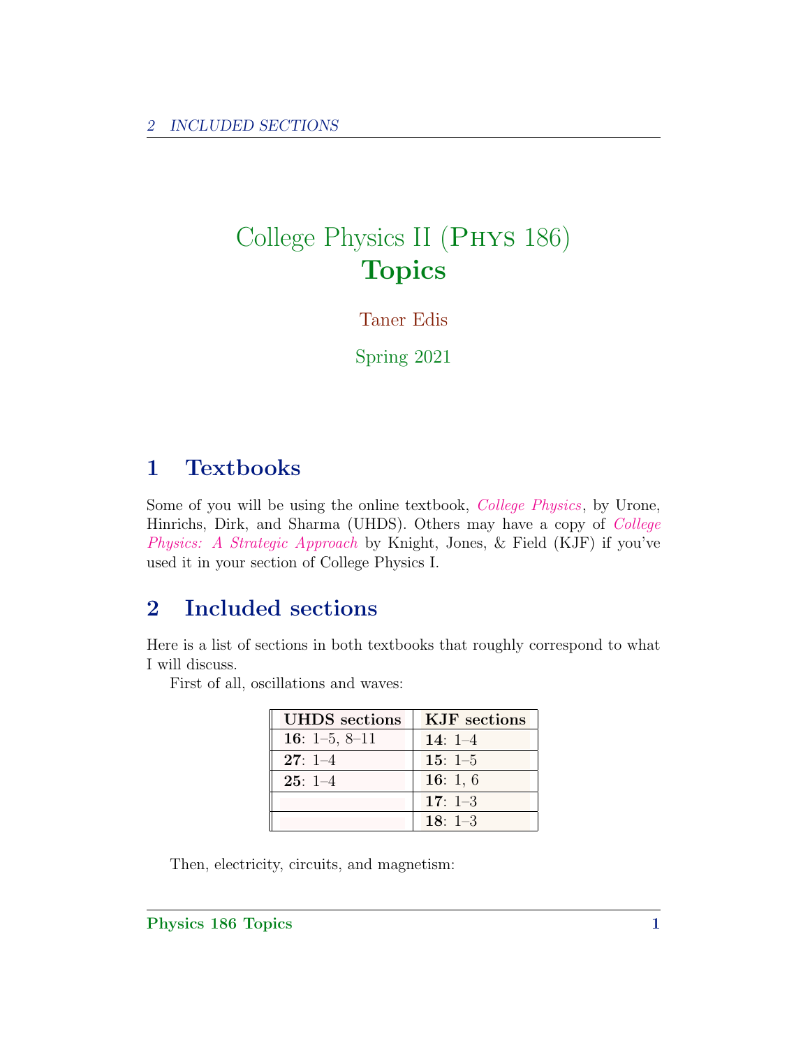# College Physics II (Phys 186)
# **Topics**

Taner Edis

Spring 2021

## 1 Textbooks

Some of you will be using the online textbook, *College Physics*, by Urone, Hinrichs, Dirk, and Sharma (UHDS). Others may have a copy of *College Physics: A Strategic Approach* by Knight, Jones, & Field (KJF) if you've used it in your section of College Physics I.

## 2 Included sections

Here is a list of sections in both textbooks that roughly correspond to what I will discuss.

First of all, oscillations and waves:

| UHDS sections | KJF sections |
|---|---|
| **16**: 1–5, 8–11 | **14**: 1–4 |
| **27**: 1–4 | **15**: 1–5 |
| **25**: 1–4 | **16**: 1, 6 |
| | **17**: 1–3 |
| | **18**: 1–3 |

Then, electricity, circuits, and magnetism: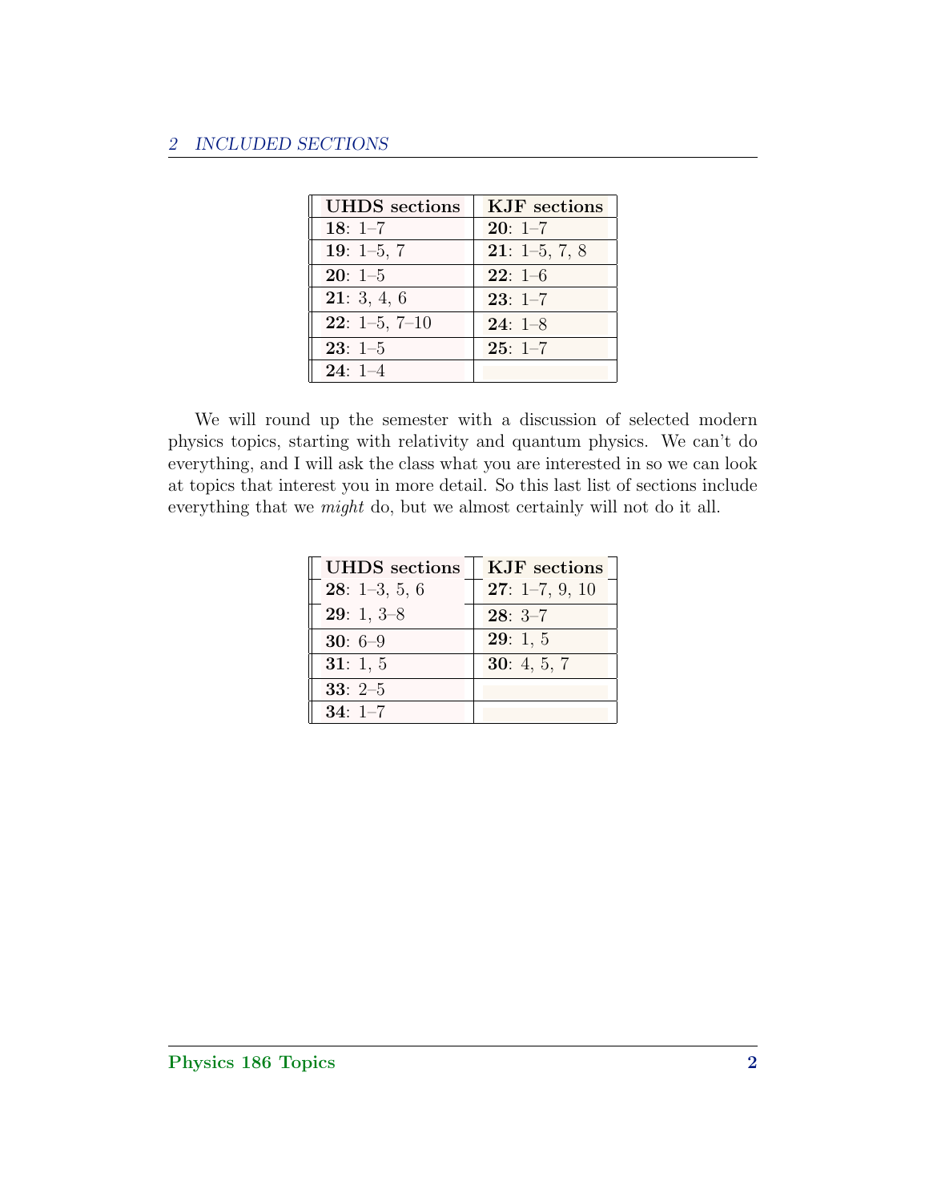| **UHDS sections** | **KJF sections** |
| --- | --- |
| **18**: 1–7 | **20**: 1–7 |
| **19**: 1–5, 7 | **21**: 1–5, 7, 8 |
| **20**: 1–5 | **22**: 1–6 |
| **21**: 3, 4, 6 | **23**: 1–7 |
| **22**: 1–5, 7–10 | **24**: 1–8 |
| **23**: 1–5 | **25**: 1–7 |
| **24**: 1–4 | |

We will round up the semester with a discussion of selected modern physics topics, starting with relativity and quantum physics. We can't do everything, and I will ask the class what you are interested in so we can look at topics that interest you in more detail. So this last list of sections include everything that we *might* do, but we almost certainly will not do it all.

| **UHDS sections** | **KJF sections** |
| --- | --- |
| **28**: 1–3, 5, 6 | **27**: 1–7, 9, 10 |
| **29**: 1, 3–8 | **28**: 3–7 |
| **30**: 6–9 | **29**: 1, 5 |
| **31**: 1, 5 | **30**: 4, 5, 7 |
| **33**: 2–5 | |
| **34**: 1–7 | |